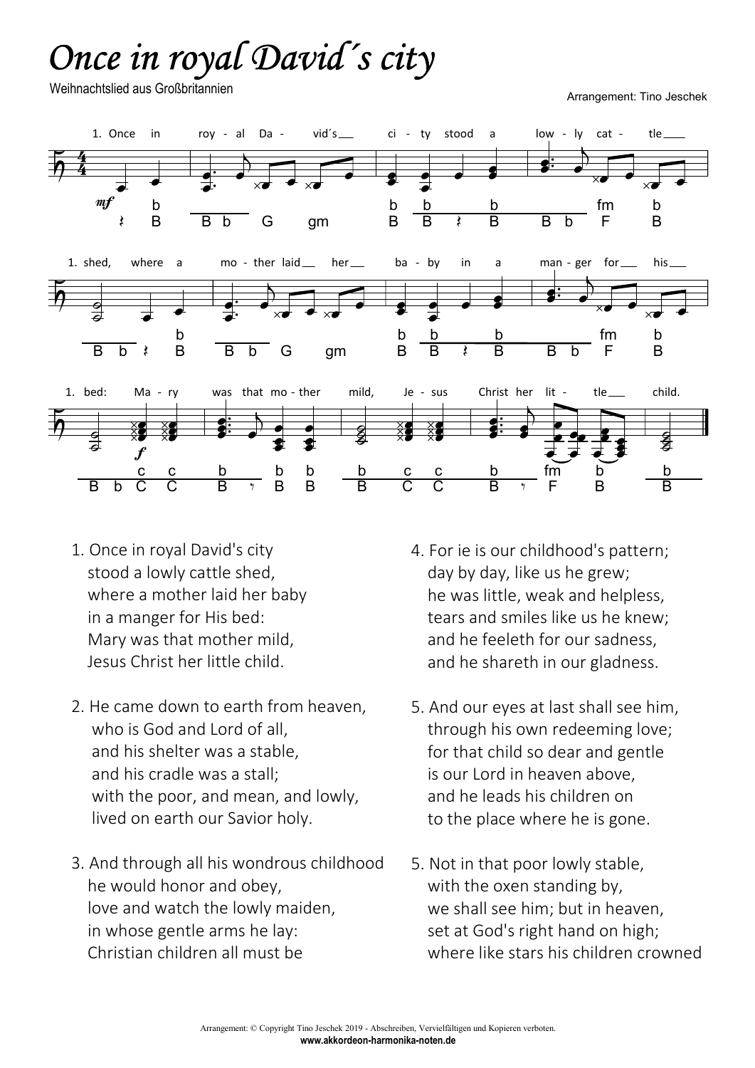# Once in royal David´s city

Weihnachtslied aus Großbritannien

Arrangement: Tino Jeschek

1. Once in royal David's city
   stood a lowly cattle shed,
   where a mother laid her baby
   in a manger for His bed:
   Mary was that mother mild,
   Jesus Christ her little child.

2. He came down to earth from heaven,
   who is God and Lord of all,
   and his shelter was a stable,
   and his cradle was a stall;
   with the poor, and mean, and lowly,
   lived on earth our Savior holy.

3. And through all his wondrous childhood
   he would honor and obey,
   love and watch the lowly maiden,
   in whose gentle arms he lay:
   Christian children all must be

4. For ie is our childhood's pattern;
   day by day, like us he grew;
   he was little, weak and helpless,
   tears and smiles like us he knew;
   and he feeleth for our sadness,
   and he shareth in our gladness.

5. And our eyes at last shall see him,
   through his own redeeming love;
   for that child so dear and gentle
   is our Lord in heaven above,
   and he leads his children on
   to the place where he is gone.

5. Not in that poor lowly stable,
   with the oxen standing by,
   we shall see him; but in heaven,
   set at God's right hand on high;
   where like stars his children crowned

Arrangement: © Copyright Tino Jeschek 2019 - Abschreiben, Vervielfältigen und Kopieren verboten.
**www.akkordeon-harmonika-noten.de**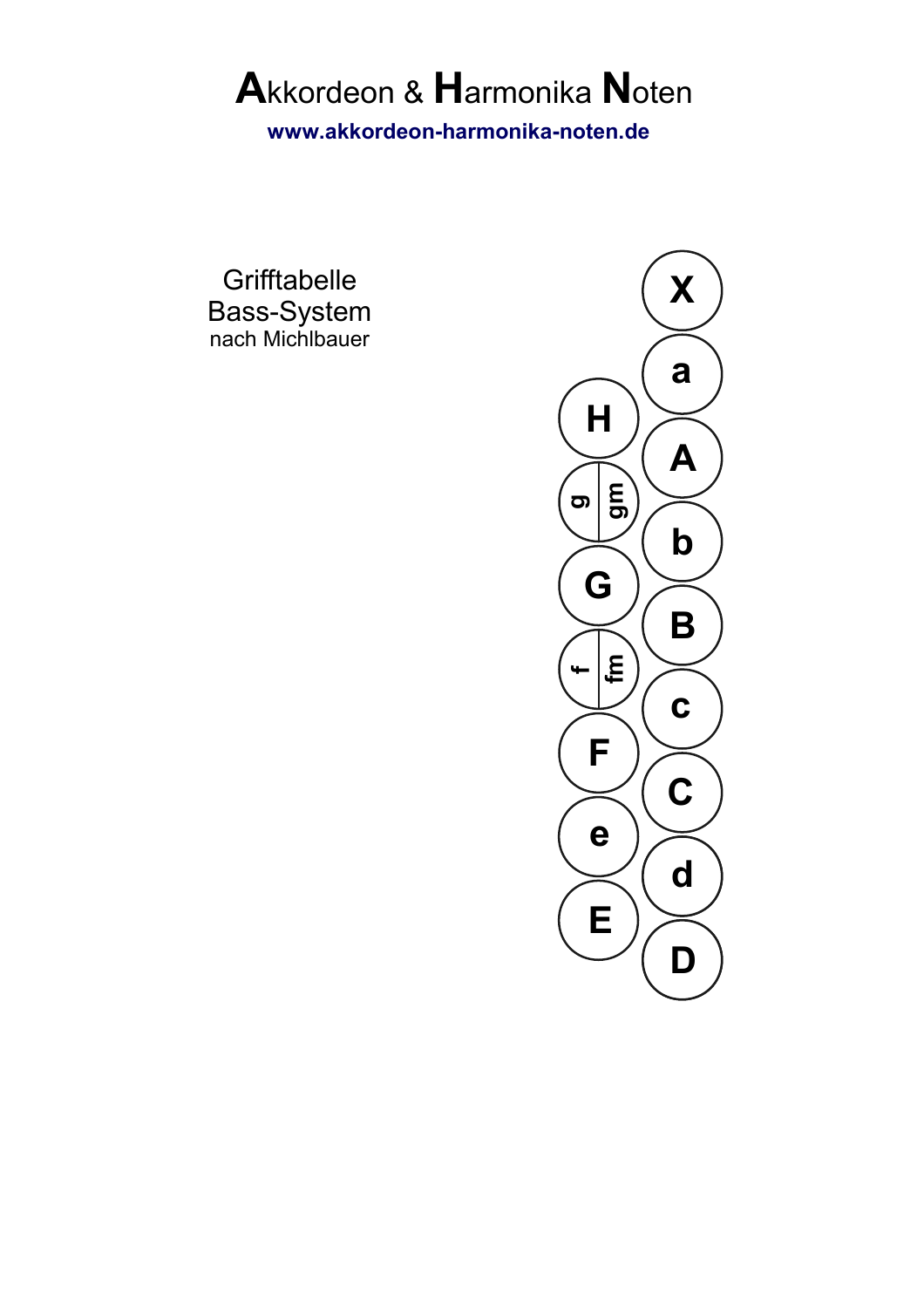# Akkordeon & Harmonika Noten

**www.akkordeon-harmonika-noten.de**

Grifftabelle
Bass-System
nach Michlbauer

X
a
H
A
g gm
b
G
B
f fm
c
F
C
e
d
E
D